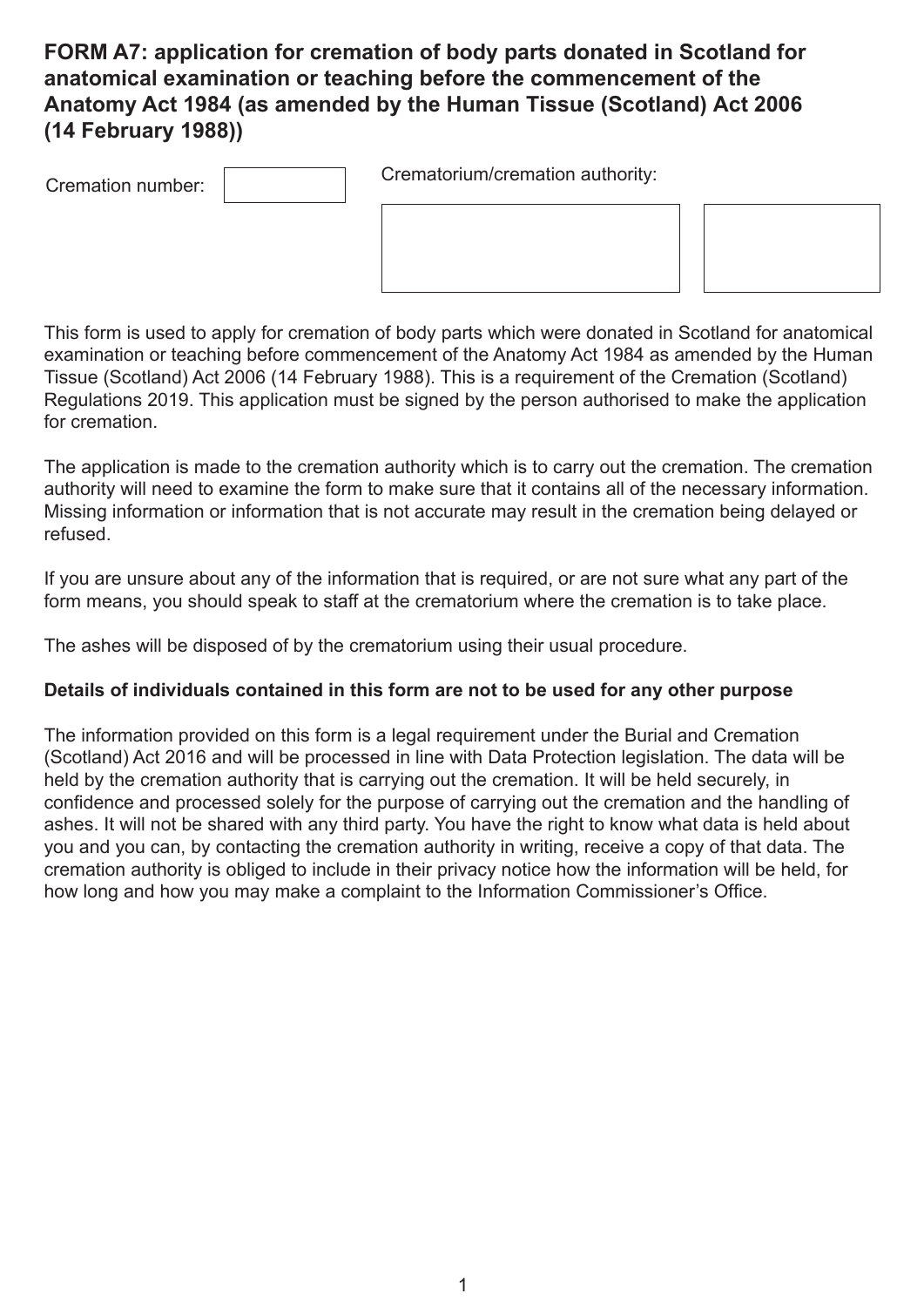# FORM A7: application for cremation of body parts donated in Scotland for anatomical examination or teaching before the commencement of the Anatomy Act 1984 (as amended by the Human Tissue (Scotland) Act 2006 (14 February 1988))

Cremation number:

Crematorium/cremation authority:

This form is used to apply for cremation of body parts which were donated in Scotland for anatomical examination or teaching before commencement of the Anatomy Act 1984 as amended by the Human Tissue (Scotland) Act 2006 (14 February 1988). This is a requirement of the Cremation (Scotland) Regulations 2019. This application must be signed by the person authorised to make the application for cremation.

The application is made to the cremation authority which is to carry out the cremation. The cremation authority will need to examine the form to make sure that it contains all of the necessary information. Missing information or information that is not accurate may result in the cremation being delayed or refused.

If you are unsure about any of the information that is required, or are not sure what any part of the form means, you should speak to staff at the crematorium where the cremation is to take place.

The ashes will be disposed of by the crematorium using their usual procedure.

**Details of individuals contained in this form are not to be used for any other purpose**

The information provided on this form is a legal requirement under the Burial and Cremation (Scotland) Act 2016 and will be processed in line with Data Protection legislation. The data will be held by the cremation authority that is carrying out the cremation. It will be held securely, in confidence and processed solely for the purpose of carrying out the cremation and the handling of ashes. It will not be shared with any third party. You have the right to know what data is held about you and you can, by contacting the cremation authority in writing, receive a copy of that data. The cremation authority is obliged to include in their privacy notice how the information will be held, for how long and how you may make a complaint to the Information Commissioner's Office.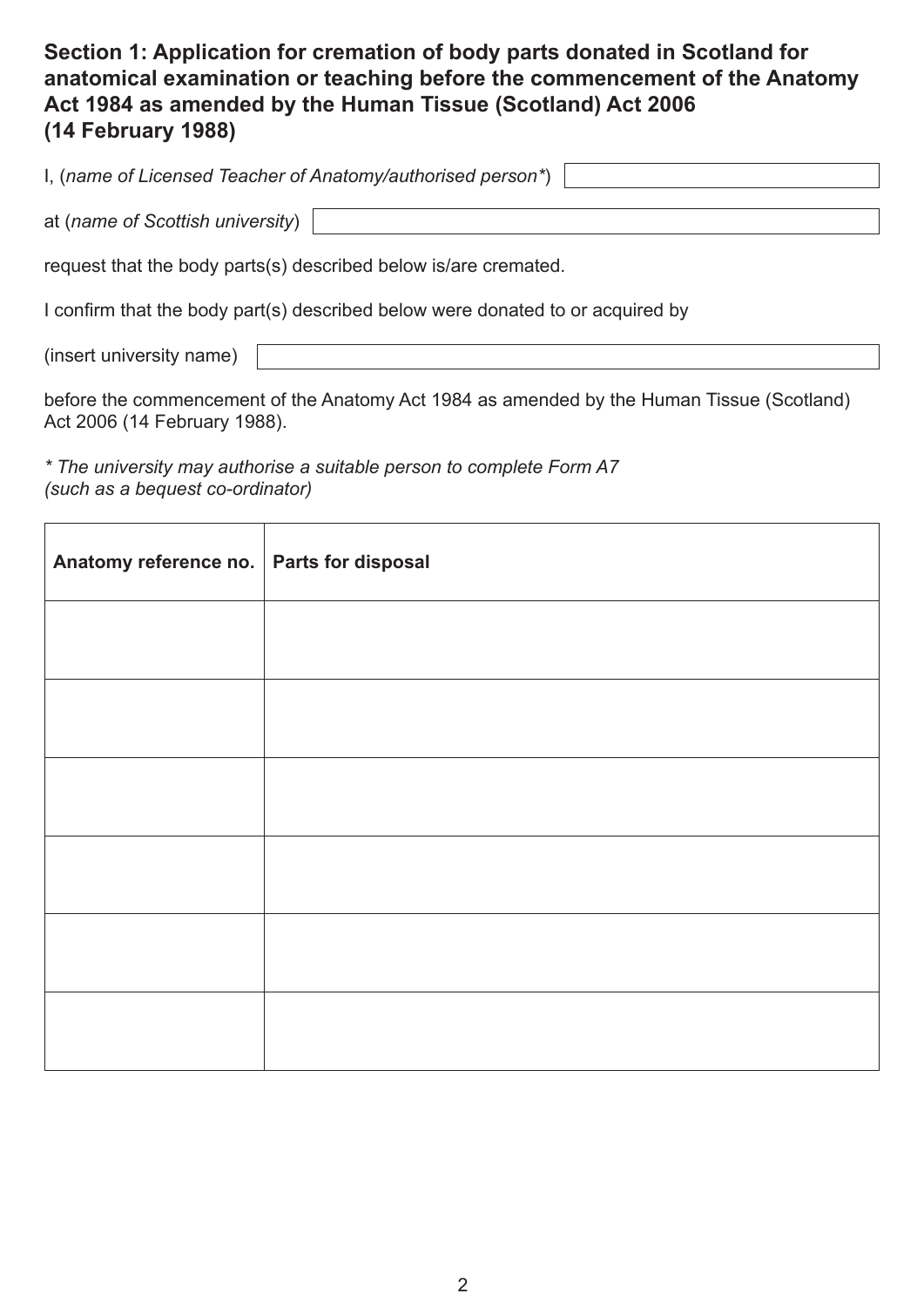## Section 1: Application for cremation of body parts donated in Scotland for anatomical examination or teaching before the commencement of the Anatomy Act 1984 as amended by the Human Tissue (Scotland) Act 2006 (14 February 1988)

I, (*name of Licensed Teacher of Anatomy/authorised person**) 

at (*name of Scottish university*) 

request that the body parts(s) described below is/are cremated.

I confirm that the body part(s) described below were donated to or acquired by

(insert university name) 

before the commencement of the Anatomy Act 1984 as amended by the Human Tissue (Scotland) Act 2006 (14 February 1988).

*\* The university may authorise a suitable person to complete Form A7 (such as a bequest co-ordinator)*

| Anatomy reference no. | Parts for disposal |
|---|---|
| | |
| | |
| | |
| | |
| | |
| | |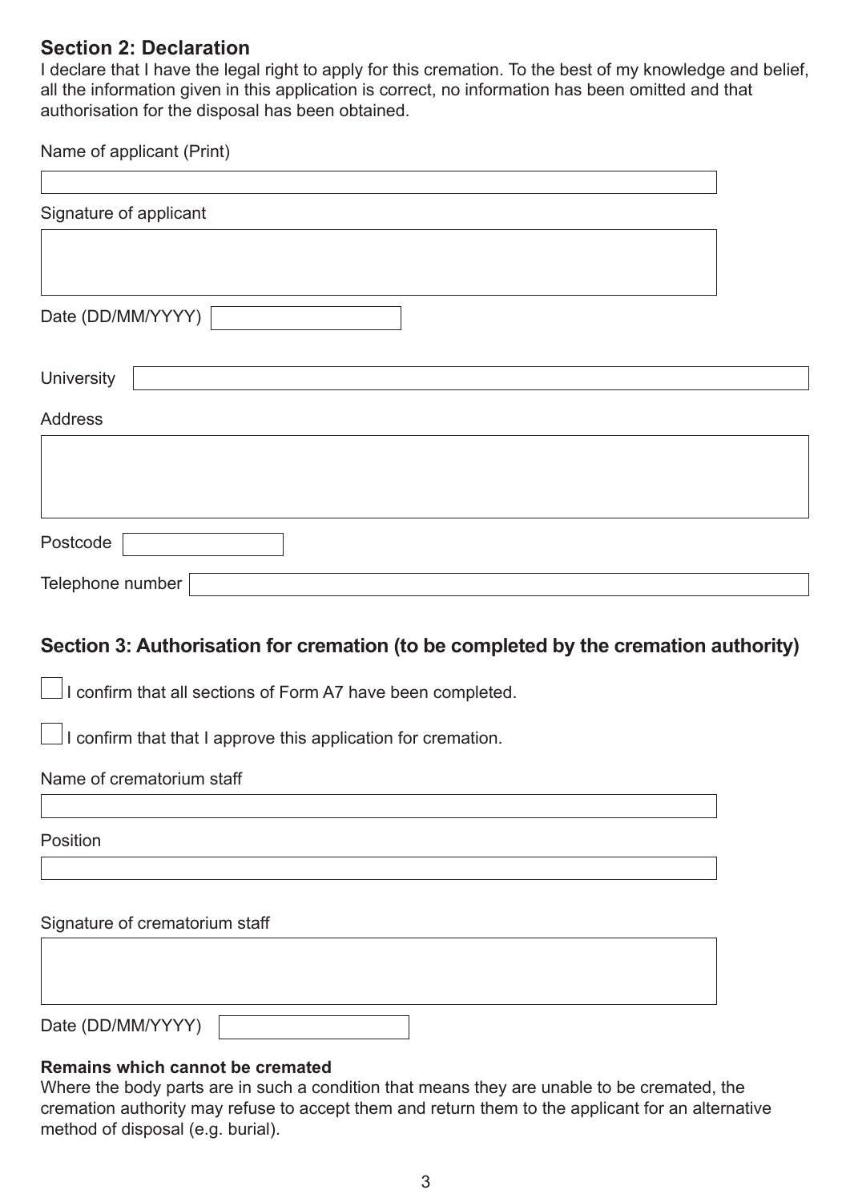## Section 2: Declaration

I declare that I have the legal right to apply for this cremation. To the best of my knowledge and belief, all the information given in this application is correct, no information has been omitted and that authorisation for the disposal has been obtained.

Name of applicant (Print)

Signature of applicant

Date (DD/MM/YYYY)

University

Address

Postcode

Telephone number

## Section 3: Authorisation for cremation (to be completed by the cremation authority)

- [ ] I confirm that all sections of Form A7 have been completed.
- [ ] I confirm that that I approve this application for cremation.

Name of crematorium staff

Position

Signature of crematorium staff

Date (DD/MM/YYYY)

**Remains which cannot be cremated**

Where the body parts are in such a condition that means they are unable to be cremated, the cremation authority may refuse to accept them and return them to the applicant for an alternative method of disposal (e.g. burial).